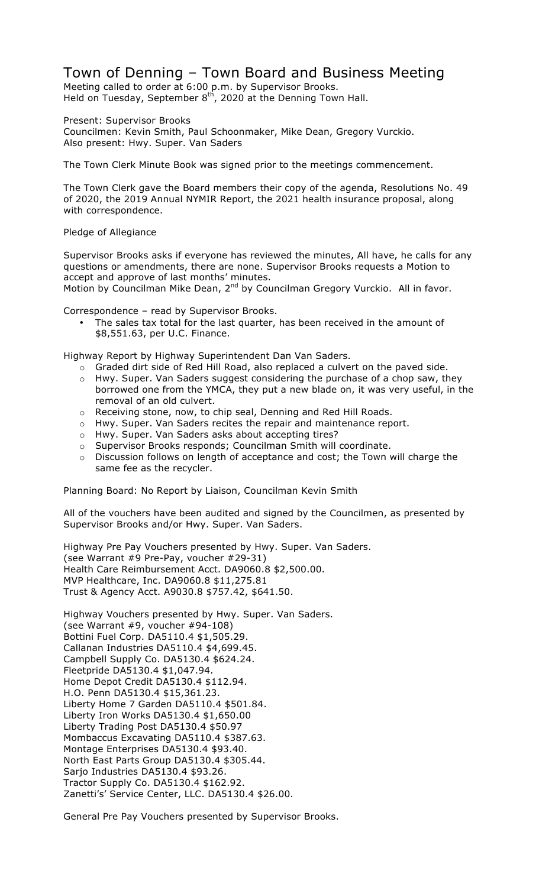# Town of Denning – Town Board and Business Meeting

Meeting called to order at 6:00 p.m. by Supervisor Brooks.
Held on Tuesday, September 8th, 2020 at the Denning Town Hall.

Present: Supervisor Brooks
Councilmen: Kevin Smith, Paul Schoonmaker, Mike Dean, Gregory Vurckio.
Also present: Hwy. Super. Van Saders

The Town Clerk Minute Book was signed prior to the meetings commencement.

The Town Clerk gave the Board members their copy of the agenda, Resolutions No. 49 of 2020, the 2019 Annual NYMIR Report, the 2021 health insurance proposal, along with correspondence.

Pledge of Allegiance

Supervisor Brooks asks if everyone has reviewed the minutes, All have, he calls for any questions or amendments, there are none. Supervisor Brooks requests a Motion to accept and approve of last months' minutes.
Motion by Councilman Mike Dean, 2nd by Councilman Gregory Vurckio. All in favor.

Correspondence – read by Supervisor Brooks.

- The sales tax total for the last quarter, has been received in the amount of $8,551.63, per U.C. Finance.

Highway Report by Highway Superintendent Dan Van Saders.

- Graded dirt side of Red Hill Road, also replaced a culvert on the paved side.
- Hwy. Super. Van Saders suggest considering the purchase of a chop saw, they borrowed one from the YMCA, they put a new blade on, it was very useful, in the removal of an old culvert.
- Receiving stone, now, to chip seal, Denning and Red Hill Roads.
- Hwy. Super. Van Saders recites the repair and maintenance report.
- Hwy. Super. Van Saders asks about accepting tires?
- Supervisor Brooks responds; Councilman Smith will coordinate.
- Discussion follows on length of acceptance and cost; the Town will charge the same fee as the recycler.

Planning Board: No Report by Liaison, Councilman Kevin Smith

All of the vouchers have been audited and signed by the Councilmen, as presented by Supervisor Brooks and/or Hwy. Super. Van Saders.

Highway Pre Pay Vouchers presented by Hwy. Super. Van Saders.
(see Warrant #9 Pre-Pay, voucher #29-31)
Health Care Reimbursement Acct. DA9060.8 $2,500.00.
MVP Healthcare, Inc. DA9060.8 $11,275.81
Trust & Agency Acct. A9030.8 $757.42, $641.50.

Highway Vouchers presented by Hwy. Super. Van Saders.
(see Warrant #9, voucher #94-108)
Bottini Fuel Corp. DA5110.4 $1,505.29.
Callanan Industries DA5110.4 $4,699.45.
Campbell Supply Co. DA5130.4 $624.24.
Fleetpride DA5130.4 $1,047.94.
Home Depot Credit DA5130.4 $112.94.
H.O. Penn DA5130.4 $15,361.23.
Liberty Home 7 Garden DA5110.4 $501.84.
Liberty Iron Works DA5130.4 $1,650.00
Liberty Trading Post DA5130.4 $50.97
Mombaccus Excavating DA5110.4 $387.63.
Montage Enterprises DA5130.4 $93.40.
North East Parts Group DA5130.4 $305.44.
Sarjo Industries DA5130.4 $93.26.
Tractor Supply Co. DA5130.4 $162.92.
Zanetti's' Service Center, LLC. DA5130.4 $26.00.

General Pre Pay Vouchers presented by Supervisor Brooks.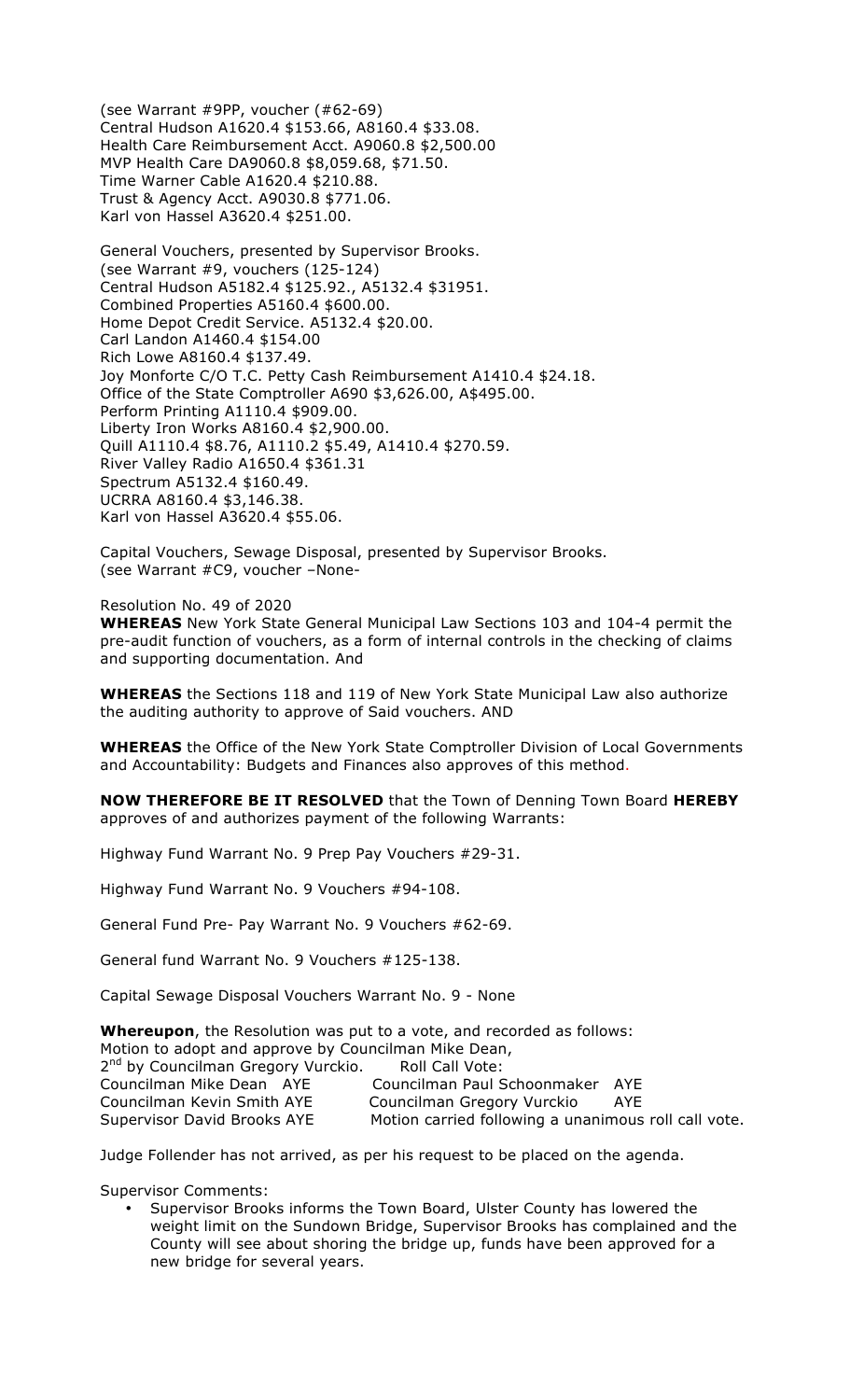(see Warrant #9PP, voucher (#62-69)
Central Hudson A1620.4 $153.66, A8160.4 $33.08.
Health Care Reimbursement Acct. A9060.8 $2,500.00
MVP Health Care DA9060.8 $8,059.68, $71.50.
Time Warner Cable A1620.4 $210.88.
Trust & Agency Acct. A9030.8 $771.06.
Karl von Hassel A3620.4 $251.00.

General Vouchers, presented by Supervisor Brooks.
(see Warrant #9, vouchers (125-124)
Central Hudson A5182.4 $125.92., A5132.4 $31951.
Combined Properties A5160.4 $600.00.
Home Depot Credit Service. A5132.4 $20.00.
Carl Landon A1460.4 $154.00
Rich Lowe A8160.4 $137.49.
Joy Monforte C/O T.C. Petty Cash Reimbursement A1410.4 $24.18.
Office of the State Comptroller A690 $3,626.00, A$495.00.
Perform Printing A1110.4 $909.00.
Liberty Iron Works A8160.4 $2,900.00.
Quill A1110.4 $8.76, A1110.2 $5.49, A1410.4 $270.59.
River Valley Radio A1650.4 $361.31
Spectrum A5132.4 $160.49.
UCRRA A8160.4 $3,146.38.
Karl von Hassel A3620.4 $55.06.

Capital Vouchers, Sewage Disposal, presented by Supervisor Brooks.
(see Warrant #C9, voucher –None-

Resolution No. 49 of 2020

**WHEREAS** New York State General Municipal Law Sections 103 and 104-4 permit the pre-audit function of vouchers, as a form of internal controls in the checking of claims and supporting documentation. And

**WHEREAS** the Sections 118 and 119 of New York State Municipal Law also authorize the auditing authority to approve of Said vouchers. AND

**WHEREAS** the Office of the New York State Comptroller Division of Local Governments and Accountability: Budgets and Finances also approves of this method.

**NOW THEREFORE BE IT RESOLVED** that the Town of Denning Town Board **HEREBY** approves of and authorizes payment of the following Warrants:

Highway Fund Warrant No. 9 Prep Pay Vouchers #29-31.

Highway Fund Warrant No. 9 Vouchers #94-108.

General Fund Pre- Pay Warrant No. 9 Vouchers #62-69.

General fund Warrant No. 9 Vouchers #125-138.

Capital Sewage Disposal Vouchers Warrant No. 9 - None

**Whereupon**, the Resolution was put to a vote, and recorded as follows:
Motion to adopt and approve by Councilman Mike Dean,
2nd by Councilman Gregory Vurckio. Roll Call Vote:

| | |
|---|---|
| Councilman Mike Dean AYE | Councilman Paul Schoonmaker AYE |
| Councilman Kevin Smith AYE | Councilman Gregory Vurckio AYE |
| Supervisor David Brooks AYE | Motion carried following a unanimous roll call vote. |

Judge Follender has not arrived, as per his request to be placed on the agenda.

Supervisor Comments:

- Supervisor Brooks informs the Town Board, Ulster County has lowered the weight limit on the Sundown Bridge, Supervisor Brooks has complained and the County will see about shoring the bridge up, funds have been approved for a new bridge for several years.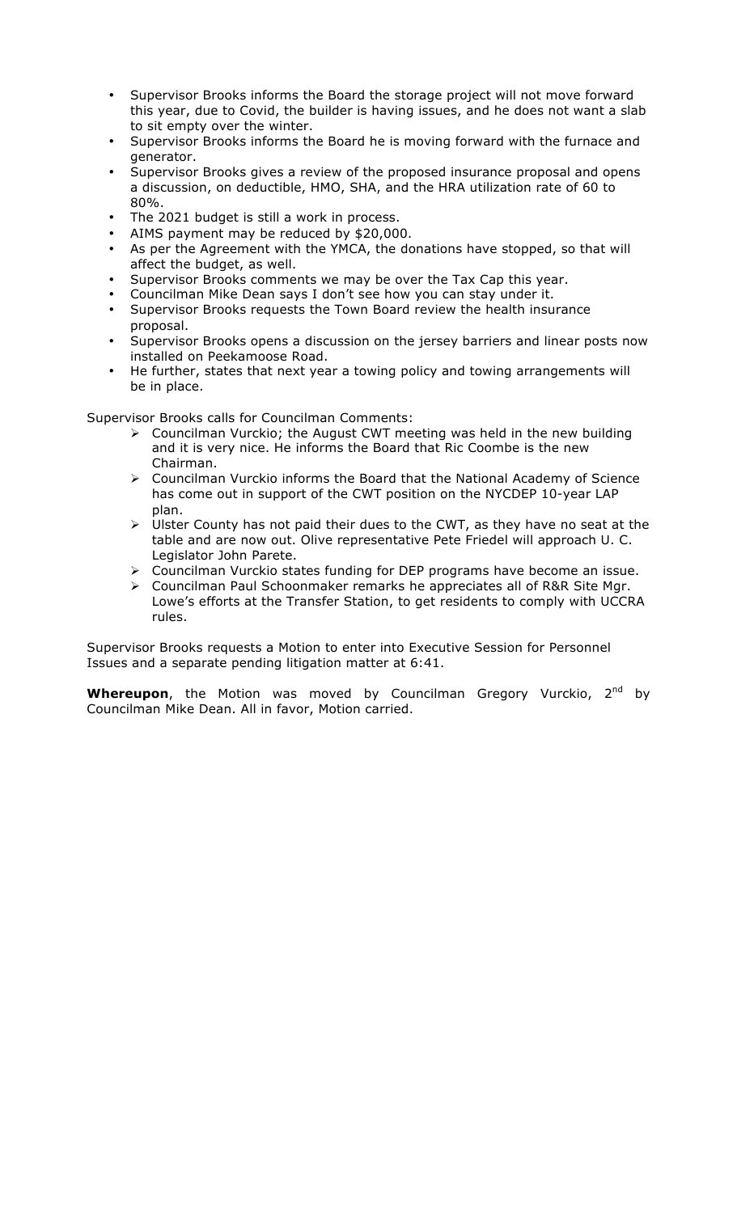- Supervisor Brooks informs the Board the storage project will not move forward this year, due to Covid, the builder is having issues, and he does not want a slab to sit empty over the winter.
- Supervisor Brooks informs the Board he is moving forward with the furnace and generator.
- Supervisor Brooks gives a review of the proposed insurance proposal and opens a discussion, on deductible, HMO, SHA, and the HRA utilization rate of 60 to 80%.
- The 2021 budget is still a work in process.
- AIMS payment may be reduced by $20,000.
- As per the Agreement with the YMCA, the donations have stopped, so that will affect the budget, as well.
- Supervisor Brooks comments we may be over the Tax Cap this year.
- Councilman Mike Dean says I don't see how you can stay under it.
- Supervisor Brooks requests the Town Board review the health insurance proposal.
- Supervisor Brooks opens a discussion on the jersey barriers and linear posts now installed on Peekamoose Road.
- He further, states that next year a towing policy and towing arrangements will be in place.

Supervisor Brooks calls for Councilman Comments:

- Councilman Vurckio; the August CWT meeting was held in the new building and it is very nice. He informs the Board that Ric Coombe is the new Chairman.
- Councilman Vurckio informs the Board that the National Academy of Science has come out in support of the CWT position on the NYCDEP 10-year LAP plan.
- Ulster County has not paid their dues to the CWT, as they have no seat at the table and are now out. Olive representative Pete Friedel will approach U. C. Legislator John Parete.
- Councilman Vurckio states funding for DEP programs have become an issue.
- Councilman Paul Schoonmaker remarks he appreciates all of R&R Site Mgr. Lowe's efforts at the Transfer Station, to get residents to comply with UCCRA rules.

Supervisor Brooks requests a Motion to enter into Executive Session for Personnel Issues and a separate pending litigation matter at 6:41.

**Whereupon**, the Motion was moved by Councilman Gregory Vurckio, 2nd by Councilman Mike Dean. All in favor, Motion carried.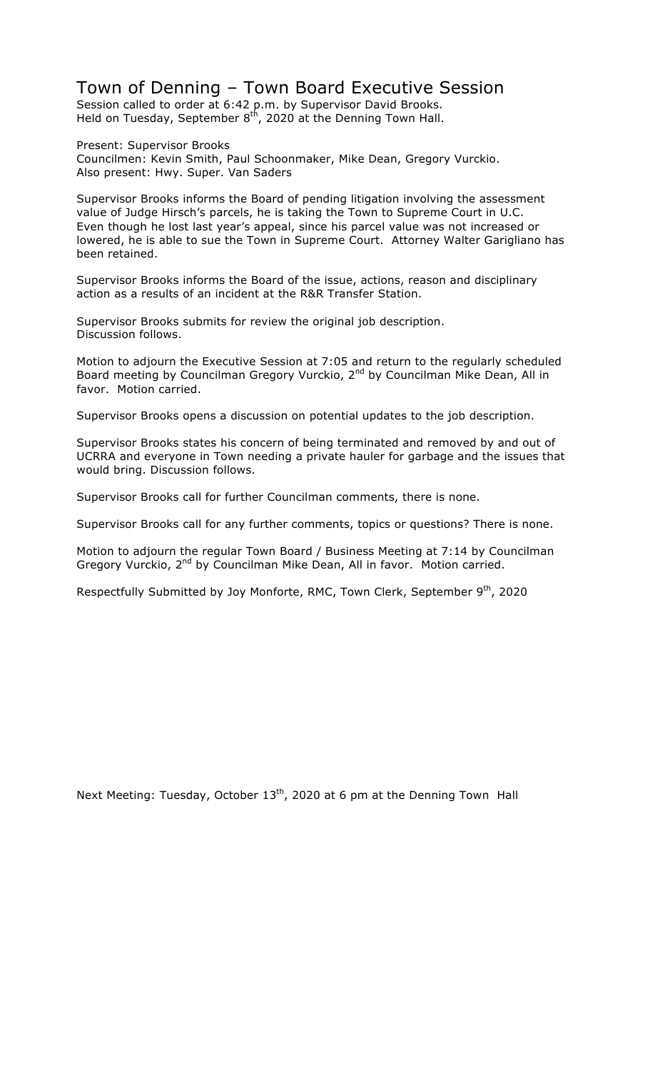# Town of Denning – Town Board Executive Session

Session called to order at 6:42 p.m. by Supervisor David Brooks.
Held on Tuesday, September 8th, 2020 at the Denning Town Hall.

Present: Supervisor Brooks
Councilmen: Kevin Smith, Paul Schoonmaker, Mike Dean, Gregory Vurckio.
Also present: Hwy. Super. Van Saders

Supervisor Brooks informs the Board of pending litigation involving the assessment value of Judge Hirsch's parcels, he is taking the Town to Supreme Court in U.C. Even though he lost last year's appeal, since his parcel value was not increased or lowered, he is able to sue the Town in Supreme Court. Attorney Walter Garigliano has been retained.

Supervisor Brooks informs the Board of the issue, actions, reason and disciplinary action as a results of an incident at the R&R Transfer Station.

Supervisor Brooks submits for review the original job description.
Discussion follows.

Motion to adjourn the Executive Session at 7:05 and return to the regularly scheduled Board meeting by Councilman Gregory Vurckio, 2nd by Councilman Mike Dean, All in favor. Motion carried.

Supervisor Brooks opens a discussion on potential updates to the job description.

Supervisor Brooks states his concern of being terminated and removed by and out of UCRRA and everyone in Town needing a private hauler for garbage and the issues that would bring. Discussion follows.

Supervisor Brooks call for further Councilman comments, there is none.

Supervisor Brooks call for any further comments, topics or questions? There is none.

Motion to adjourn the regular Town Board / Business Meeting at 7:14 by Councilman Gregory Vurckio, 2nd by Councilman Mike Dean, All in favor. Motion carried.

Respectfully Submitted by Joy Monforte, RMC, Town Clerk, September 9th, 2020

Next Meeting: Tuesday, October 13th, 2020 at 6 pm at the Denning Town Hall